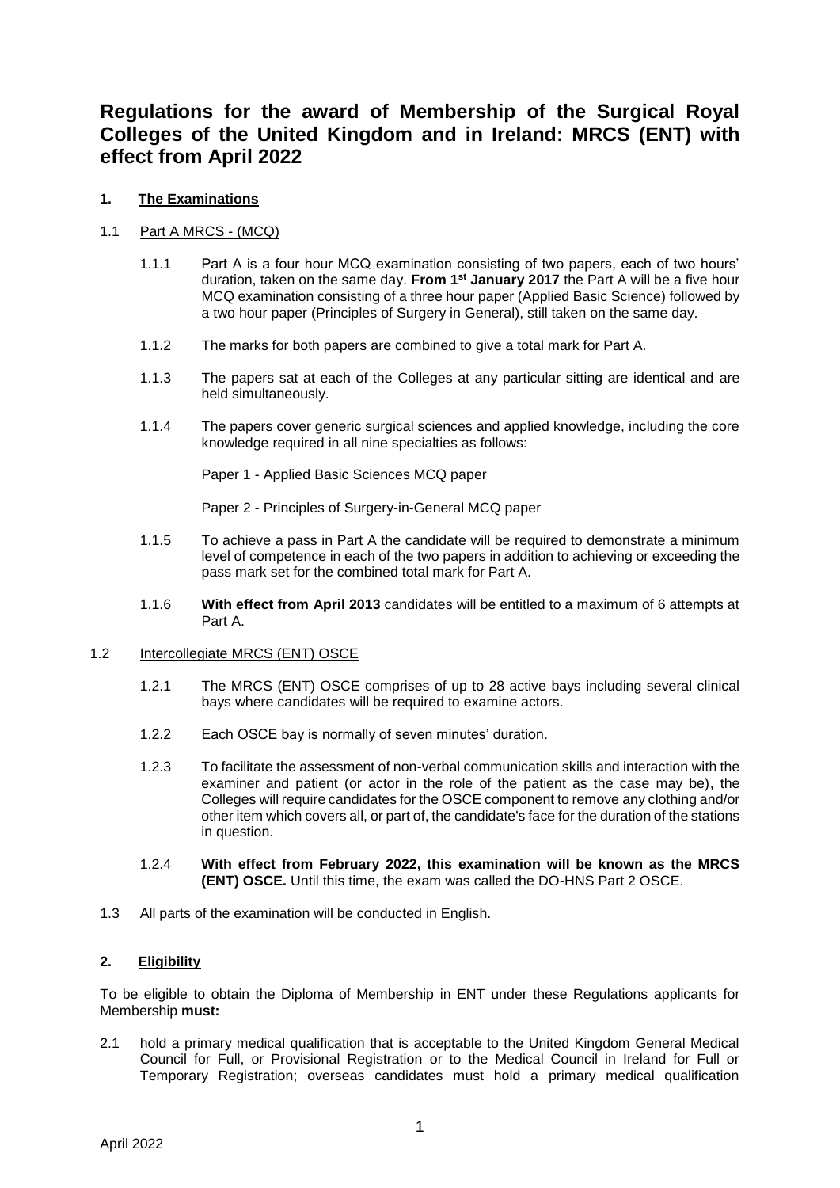# Regulations for the award of Membership of the Surgical Royal Colleges of the United Kingdom and in Ireland: MRCS (ENT) with effect from April 2022

## 1. The Examinations

### 1.1 Part A MRCS - (MCQ)

1.1.1 Part A is a four hour MCQ examination consisting of two papers, each of two hours' duration, taken on the same day. **From 1st January 2017** the Part A will be a five hour MCQ examination consisting of a three hour paper (Applied Basic Science) followed by a two hour paper (Principles of Surgery in General), still taken on the same day.

1.1.2 The marks for both papers are combined to give a total mark for Part A.

1.1.3 The papers sat at each of the Colleges at any particular sitting are identical and are held simultaneously.

1.1.4 The papers cover generic surgical sciences and applied knowledge, including the core knowledge required in all nine specialties as follows:

Paper 1 - Applied Basic Sciences MCQ paper

Paper 2 - Principles of Surgery-in-General MCQ paper

1.1.5 To achieve a pass in Part A the candidate will be required to demonstrate a minimum level of competence in each of the two papers in addition to achieving or exceeding the pass mark set for the combined total mark for Part A.

1.1.6 **With effect from April 2013** candidates will be entitled to a maximum of 6 attempts at Part A.

### 1.2 Intercollegiate MRCS (ENT) OSCE

1.2.1 The MRCS (ENT) OSCE comprises of up to 28 active bays including several clinical bays where candidates will be required to examine actors.

1.2.2 Each OSCE bay is normally of seven minutes' duration.

1.2.3 To facilitate the assessment of non-verbal communication skills and interaction with the examiner and patient (or actor in the role of the patient as the case may be), the Colleges will require candidates for the OSCE component to remove any clothing and/or other item which covers all, or part of, the candidate's face for the duration of the stations in question.

1.2.4 **With effect from February 2022, this examination will be known as the MRCS (ENT) OSCE.** Until this time, the exam was called the DO-HNS Part 2 OSCE.

1.3 All parts of the examination will be conducted in English.

## 2. Eligibility

To be eligible to obtain the Diploma of Membership in ENT under these Regulations applicants for Membership **must:**

2.1 hold a primary medical qualification that is acceptable to the United Kingdom General Medical Council for Full, or Provisional Registration or to the Medical Council in Ireland for Full or Temporary Registration; overseas candidates must hold a primary medical qualification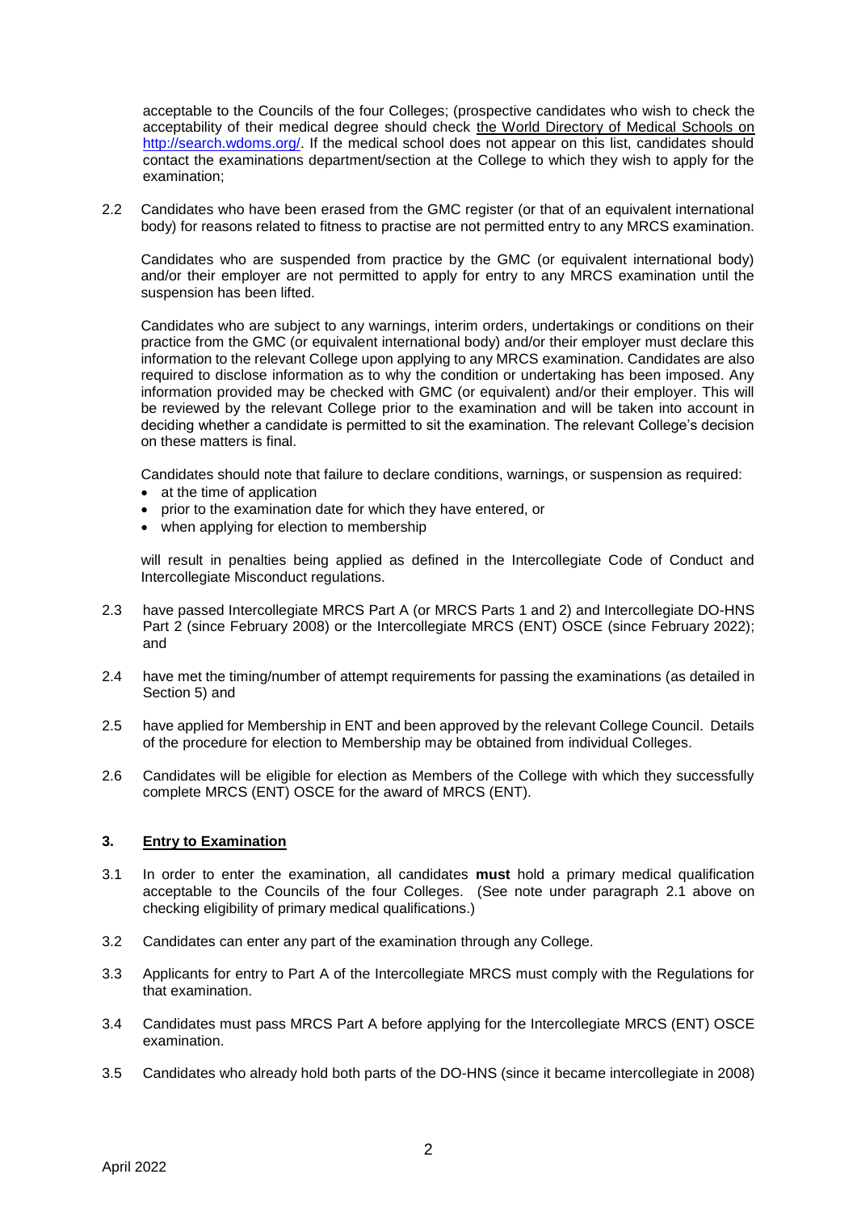acceptable to the Councils of the four Colleges; (prospective candidates who wish to check the acceptability of their medical degree should check the World Directory of Medical Schools on http://search.wdoms.org/. If the medical school does not appear on this list, candidates should contact the examinations department/section at the College to which they wish to apply for the examination;

2.2 Candidates who have been erased from the GMC register (or that of an equivalent international body) for reasons related to fitness to practise are not permitted entry to any MRCS examination.

Candidates who are suspended from practice by the GMC (or equivalent international body) and/or their employer are not permitted to apply for entry to any MRCS examination until the suspension has been lifted.

Candidates who are subject to any warnings, interim orders, undertakings or conditions on their practice from the GMC (or equivalent international body) and/or their employer must declare this information to the relevant College upon applying to any MRCS examination. Candidates are also required to disclose information as to why the condition or undertaking has been imposed. Any information provided may be checked with GMC (or equivalent) and/or their employer. This will be reviewed by the relevant College prior to the examination and will be taken into account in deciding whether a candidate is permitted to sit the examination. The relevant College's decision on these matters is final.

Candidates should note that failure to declare conditions, warnings, or suspension as required:

- at the time of application
- prior to the examination date for which they have entered, or
- when applying for election to membership

will result in penalties being applied as defined in the Intercollegiate Code of Conduct and Intercollegiate Misconduct regulations.

2.3 have passed Intercollegiate MRCS Part A (or MRCS Parts 1 and 2) and Intercollegiate DO-HNS Part 2 (since February 2008) or the Intercollegiate MRCS (ENT) OSCE (since February 2022); and

2.4 have met the timing/number of attempt requirements for passing the examinations (as detailed in Section 5) and

2.5 have applied for Membership in ENT and been approved by the relevant College Council. Details of the procedure for election to Membership may be obtained from individual Colleges.

2.6 Candidates will be eligible for election as Members of the College with which they successfully complete MRCS (ENT) OSCE for the award of MRCS (ENT).

## 3. Entry to Examination

3.1 In order to enter the examination, all candidates **must** hold a primary medical qualification acceptable to the Councils of the four Colleges. (See note under paragraph 2.1 above on checking eligibility of primary medical qualifications.)

3.2 Candidates can enter any part of the examination through any College.

3.3 Applicants for entry to Part A of the Intercollegiate MRCS must comply with the Regulations for that examination.

3.4 Candidates must pass MRCS Part A before applying for the Intercollegiate MRCS (ENT) OSCE examination.

3.5 Candidates who already hold both parts of the DO-HNS (since it became intercollegiate in 2008)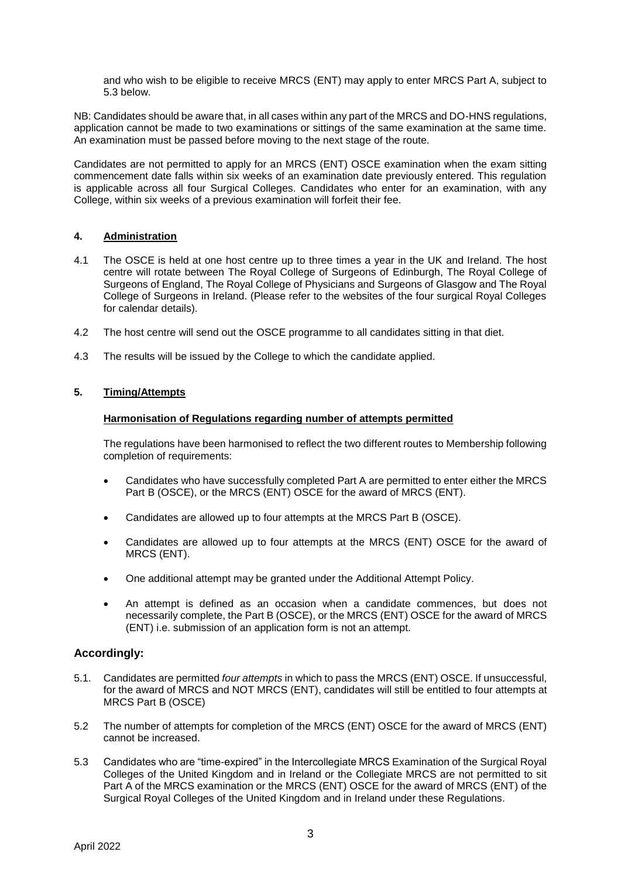and who wish to be eligible to receive MRCS (ENT) may apply to enter MRCS Part A, subject to 5.3 below.

NB: Candidates should be aware that, in all cases within any part of the MRCS and DO-HNS regulations, application cannot be made to two examinations or sittings of the same examination at the same time. An examination must be passed before moving to the next stage of the route.

Candidates are not permitted to apply for an MRCS (ENT) OSCE examination when the exam sitting commencement date falls within six weeks of an examination date previously entered. This regulation is applicable across all four Surgical Colleges. Candidates who enter for an examination, with any College, within six weeks of a previous examination will forfeit their fee.

## 4. Administration

4.1 The OSCE is held at one host centre up to three times a year in the UK and Ireland. The host centre will rotate between The Royal College of Surgeons of Edinburgh, The Royal College of Surgeons of England, The Royal College of Physicians and Surgeons of Glasgow and The Royal College of Surgeons in Ireland. (Please refer to the websites of the four surgical Royal Colleges for calendar details).

4.2 The host centre will send out the OSCE programme to all candidates sitting in that diet.

4.3 The results will be issued by the College to which the candidate applied.

## 5. Timing/Attempts

### Harmonisation of Regulations regarding number of attempts permitted

The regulations have been harmonised to reflect the two different routes to Membership following completion of requirements:

- Candidates who have successfully completed Part A are permitted to enter either the MRCS Part B (OSCE), or the MRCS (ENT) OSCE for the award of MRCS (ENT).
- Candidates are allowed up to four attempts at the MRCS Part B (OSCE).
- Candidates are allowed up to four attempts at the MRCS (ENT) OSCE for the award of MRCS (ENT).
- One additional attempt may be granted under the Additional Attempt Policy.
- An attempt is defined as an occasion when a candidate commences, but does not necessarily complete, the Part B (OSCE), or the MRCS (ENT) OSCE for the award of MRCS (ENT) i.e. submission of an application form is not an attempt.

### Accordingly:

5.1. Candidates are permitted *four attempts* in which to pass the MRCS (ENT) OSCE. If unsuccessful, for the award of MRCS and NOT MRCS (ENT), candidates will still be entitled to four attempts at MRCS Part B (OSCE)

5.2 The number of attempts for completion of the MRCS (ENT) OSCE for the award of MRCS (ENT) cannot be increased.

5.3 Candidates who are "time-expired" in the Intercollegiate MRCS Examination of the Surgical Royal Colleges of the United Kingdom and in Ireland or the Collegiate MRCS are not permitted to sit Part A of the MRCS examination or the MRCS (ENT) OSCE for the award of MRCS (ENT) of the Surgical Royal Colleges of the United Kingdom and in Ireland under these Regulations.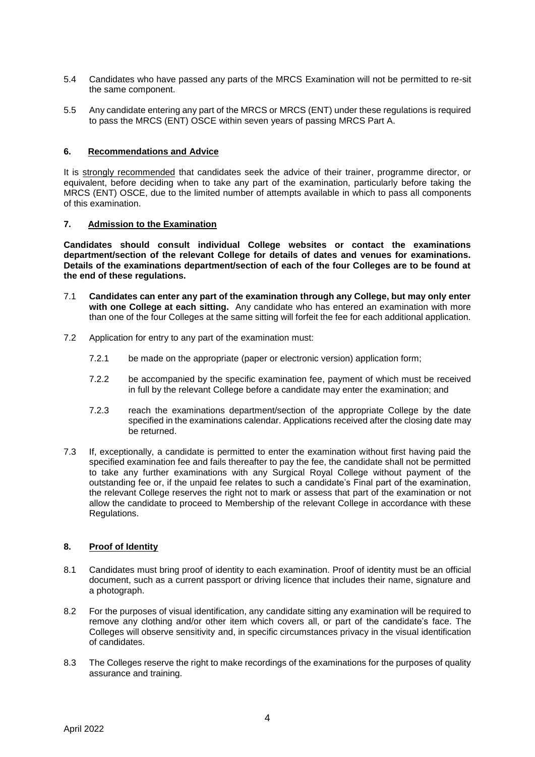5.4 Candidates who have passed any parts of the MRCS Examination will not be permitted to re-sit the same component.

5.5 Any candidate entering any part of the MRCS or MRCS (ENT) under these regulations is required to pass the MRCS (ENT) OSCE within seven years of passing MRCS Part A.

## 6. Recommendations and Advice

It is strongly recommended that candidates seek the advice of their trainer, programme director, or equivalent, before deciding when to take any part of the examination, particularly before taking the MRCS (ENT) OSCE, due to the limited number of attempts available in which to pass all components of this examination.

## 7. Admission to the Examination

**Candidates should consult individual College websites or contact the examinations department/section of the relevant College for details of dates and venues for examinations. Details of the examinations department/section of each of the four Colleges are to be found at the end of these regulations.**

7.1 **Candidates can enter any part of the examination through any College, but may only enter with one College at each sitting.** Any candidate who has entered an examination with more than one of the four Colleges at the same sitting will forfeit the fee for each additional application.

7.2 Application for entry to any part of the examination must:

7.2.1 be made on the appropriate (paper or electronic version) application form;

7.2.2 be accompanied by the specific examination fee, payment of which must be received in full by the relevant College before a candidate may enter the examination; and

7.2.3 reach the examinations department/section of the appropriate College by the date specified in the examinations calendar. Applications received after the closing date may be returned.

7.3 If, exceptionally, a candidate is permitted to enter the examination without first having paid the specified examination fee and fails thereafter to pay the fee, the candidate shall not be permitted to take any further examinations with any Surgical Royal College without payment of the outstanding fee or, if the unpaid fee relates to such a candidate's Final part of the examination, the relevant College reserves the right not to mark or assess that part of the examination or not allow the candidate to proceed to Membership of the relevant College in accordance with these Regulations.

## 8. Proof of Identity

8.1 Candidates must bring proof of identity to each examination. Proof of identity must be an official document, such as a current passport or driving licence that includes their name, signature and a photograph.

8.2 For the purposes of visual identification, any candidate sitting any examination will be required to remove any clothing and/or other item which covers all, or part of the candidate's face. The Colleges will observe sensitivity and, in specific circumstances privacy in the visual identification of candidates.

8.3 The Colleges reserve the right to make recordings of the examinations for the purposes of quality assurance and training.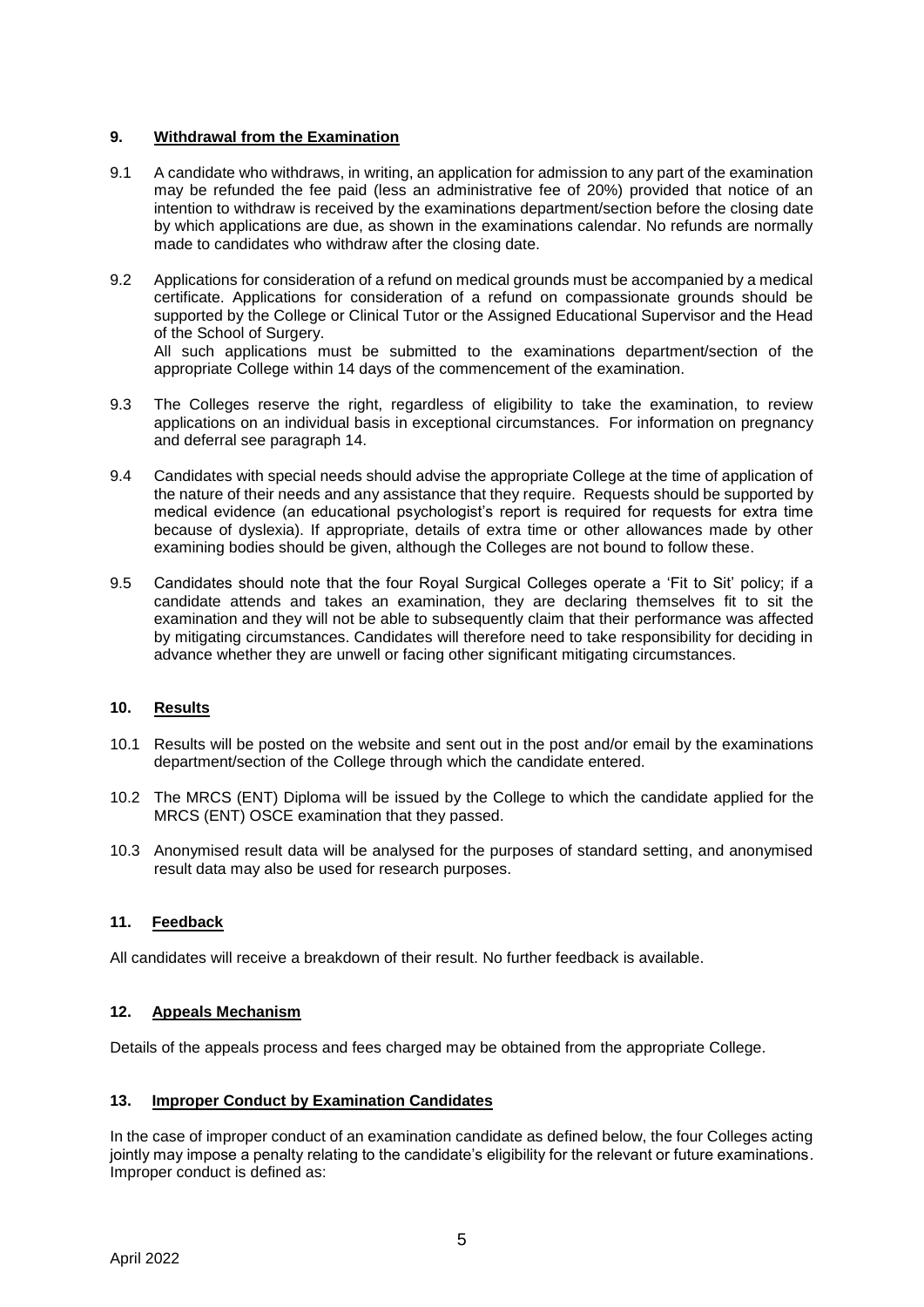## 9. Withdrawal from the Examination

9.1 A candidate who withdraws, in writing, an application for admission to any part of the examination may be refunded the fee paid (less an administrative fee of 20%) provided that notice of an intention to withdraw is received by the examinations department/section before the closing date by which applications are due, as shown in the examinations calendar. No refunds are normally made to candidates who withdraw after the closing date.

9.2 Applications for consideration of a refund on medical grounds must be accompanied by a medical certificate. Applications for consideration of a refund on compassionate grounds should be supported by the College or Clinical Tutor or the Assigned Educational Supervisor and the Head of the School of Surgery.
All such applications must be submitted to the examinations department/section of the appropriate College within 14 days of the commencement of the examination.

9.3 The Colleges reserve the right, regardless of eligibility to take the examination, to review applications on an individual basis in exceptional circumstances. For information on pregnancy and deferral see paragraph 14.

9.4 Candidates with special needs should advise the appropriate College at the time of application of the nature of their needs and any assistance that they require. Requests should be supported by medical evidence (an educational psychologist's report is required for requests for extra time because of dyslexia). If appropriate, details of extra time or other allowances made by other examining bodies should be given, although the Colleges are not bound to follow these.

9.5 Candidates should note that the four Royal Surgical Colleges operate a 'Fit to Sit' policy; if a candidate attends and takes an examination, they are declaring themselves fit to sit the examination and they will not be able to subsequently claim that their performance was affected by mitigating circumstances. Candidates will therefore need to take responsibility for deciding in advance whether they are unwell or facing other significant mitigating circumstances.

## 10. Results

10.1 Results will be posted on the website and sent out in the post and/or email by the examinations department/section of the College through which the candidate entered.

10.2 The MRCS (ENT) Diploma will be issued by the College to which the candidate applied for the MRCS (ENT) OSCE examination that they passed.

10.3 Anonymised result data will be analysed for the purposes of standard setting, and anonymised result data may also be used for research purposes.

## 11. Feedback

All candidates will receive a breakdown of their result. No further feedback is available.

## 12. Appeals Mechanism

Details of the appeals process and fees charged may be obtained from the appropriate College.

## 13. Improper Conduct by Examination Candidates

In the case of improper conduct of an examination candidate as defined below, the four Colleges acting jointly may impose a penalty relating to the candidate's eligibility for the relevant or future examinations. Improper conduct is defined as: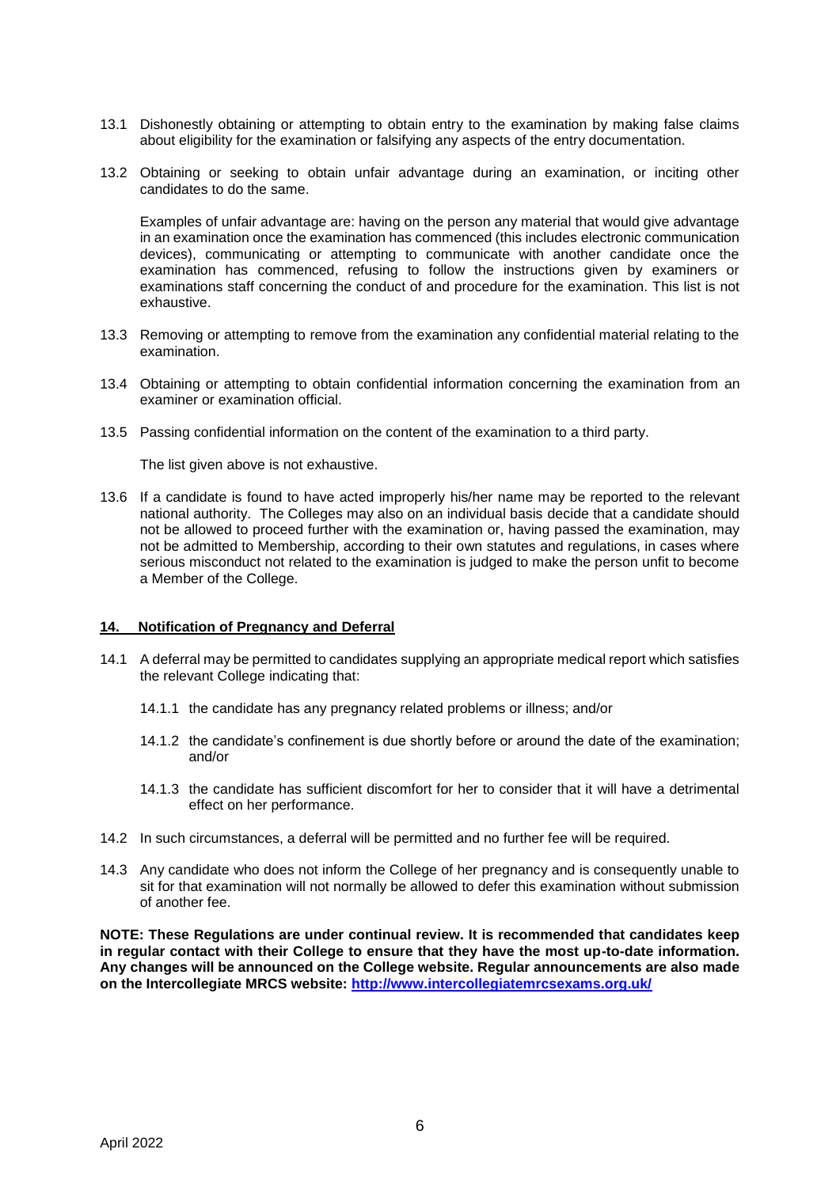13.1 Dishonestly obtaining or attempting to obtain entry to the examination by making false claims about eligibility for the examination or falsifying any aspects of the entry documentation.

13.2 Obtaining or seeking to obtain unfair advantage during an examination, or inciting other candidates to do the same.

Examples of unfair advantage are: having on the person any material that would give advantage in an examination once the examination has commenced (this includes electronic communication devices), communicating or attempting to communicate with another candidate once the examination has commenced, refusing to follow the instructions given by examiners or examinations staff concerning the conduct of and procedure for the examination. This list is not exhaustive.

13.3 Removing or attempting to remove from the examination any confidential material relating to the examination.

13.4 Obtaining or attempting to obtain confidential information concerning the examination from an examiner or examination official.

13.5 Passing confidential information on the content of the examination to a third party.

The list given above is not exhaustive.

13.6 If a candidate is found to have acted improperly his/her name may be reported to the relevant national authority. The Colleges may also on an individual basis decide that a candidate should not be allowed to proceed further with the examination or, having passed the examination, may not be admitted to Membership, according to their own statutes and regulations, in cases where serious misconduct not related to the examination is judged to make the person unfit to become a Member of the College.

## 14. Notification of Pregnancy and Deferral

14.1 A deferral may be permitted to candidates supplying an appropriate medical report which satisfies the relevant College indicating that:

14.1.1 the candidate has any pregnancy related problems or illness; and/or

14.1.2 the candidate's confinement is due shortly before or around the date of the examination; and/or

14.1.3 the candidate has sufficient discomfort for her to consider that it will have a detrimental effect on her performance.

14.2 In such circumstances, a deferral will be permitted and no further fee will be required.

14.3 Any candidate who does not inform the College of her pregnancy and is consequently unable to sit for that examination will not normally be allowed to defer this examination without submission of another fee.

**NOTE: These Regulations are under continual review. It is recommended that candidates keep in regular contact with their College to ensure that they have the most up-to-date information. Any changes will be announced on the College website. Regular announcements are also made on the Intercollegiate MRCS website: [http://www.intercollegiatemrcsexams.org.uk/](http://www.intercollegiatemrcsexams.org.uk/)**

April 2022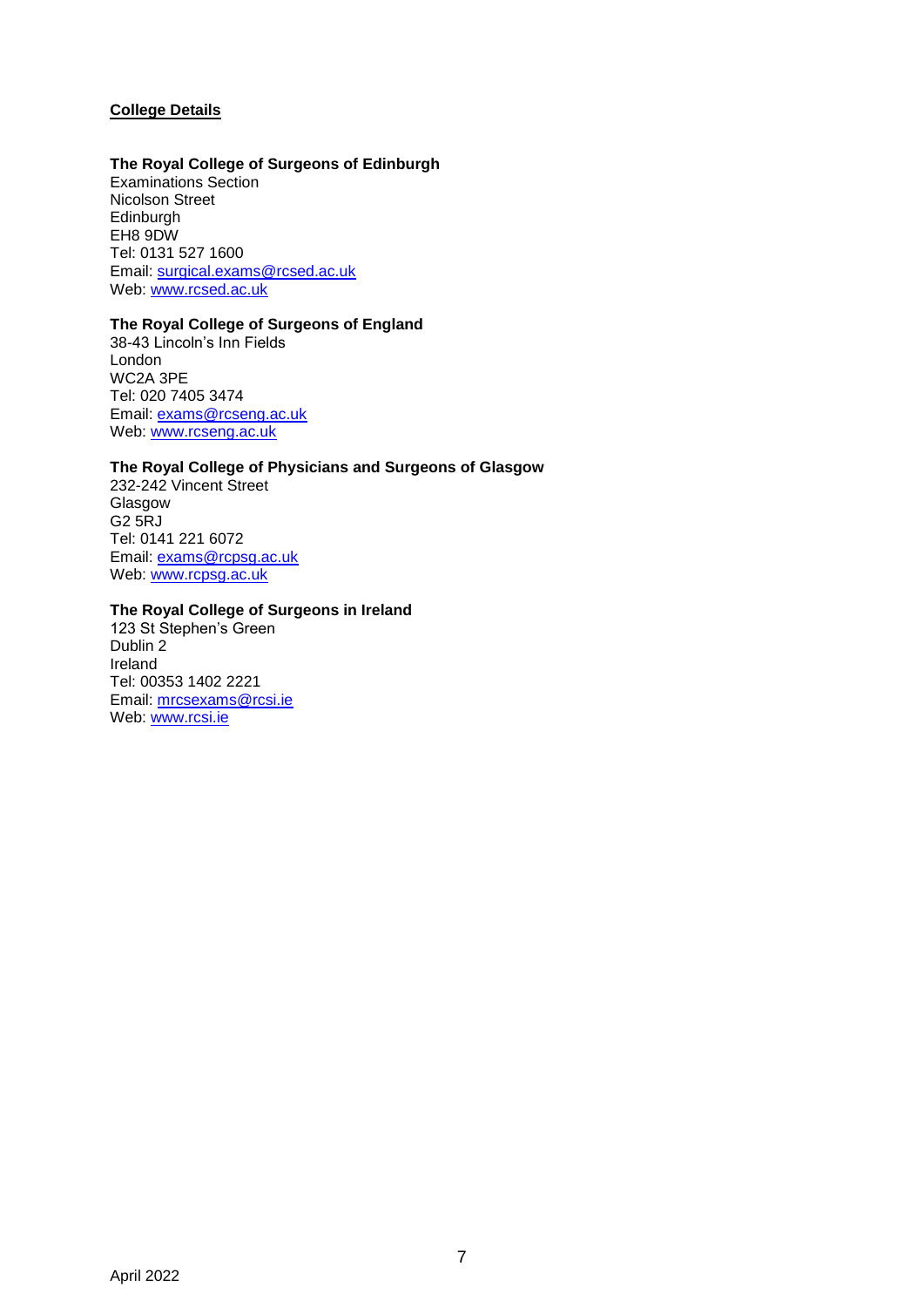## College Details

**The Royal College of Surgeons of Edinburgh**
Examinations Section
Nicolson Street
Edinburgh
EH8 9DW
Tel: 0131 527 1600
Email: surgical.exams@rcsed.ac.uk
Web: www.rcsed.ac.uk

**The Royal College of Surgeons of England**
38-43 Lincoln's Inn Fields
London
WC2A 3PE
Tel: 020 7405 3474
Email: exams@rcseng.ac.uk
Web: www.rcseng.ac.uk

**The Royal College of Physicians and Surgeons of Glasgow**
232-242 Vincent Street
Glasgow
G2 5RJ
Tel: 0141 221 6072
Email: exams@rcpsg.ac.uk
Web: www.rcpsg.ac.uk

**The Royal College of Surgeons in Ireland**
123 St Stephen's Green
Dublin 2
Ireland
Tel: 00353 1402 2221
Email: mrcsexams@rcsi.ie
Web: www.rcsi.ie